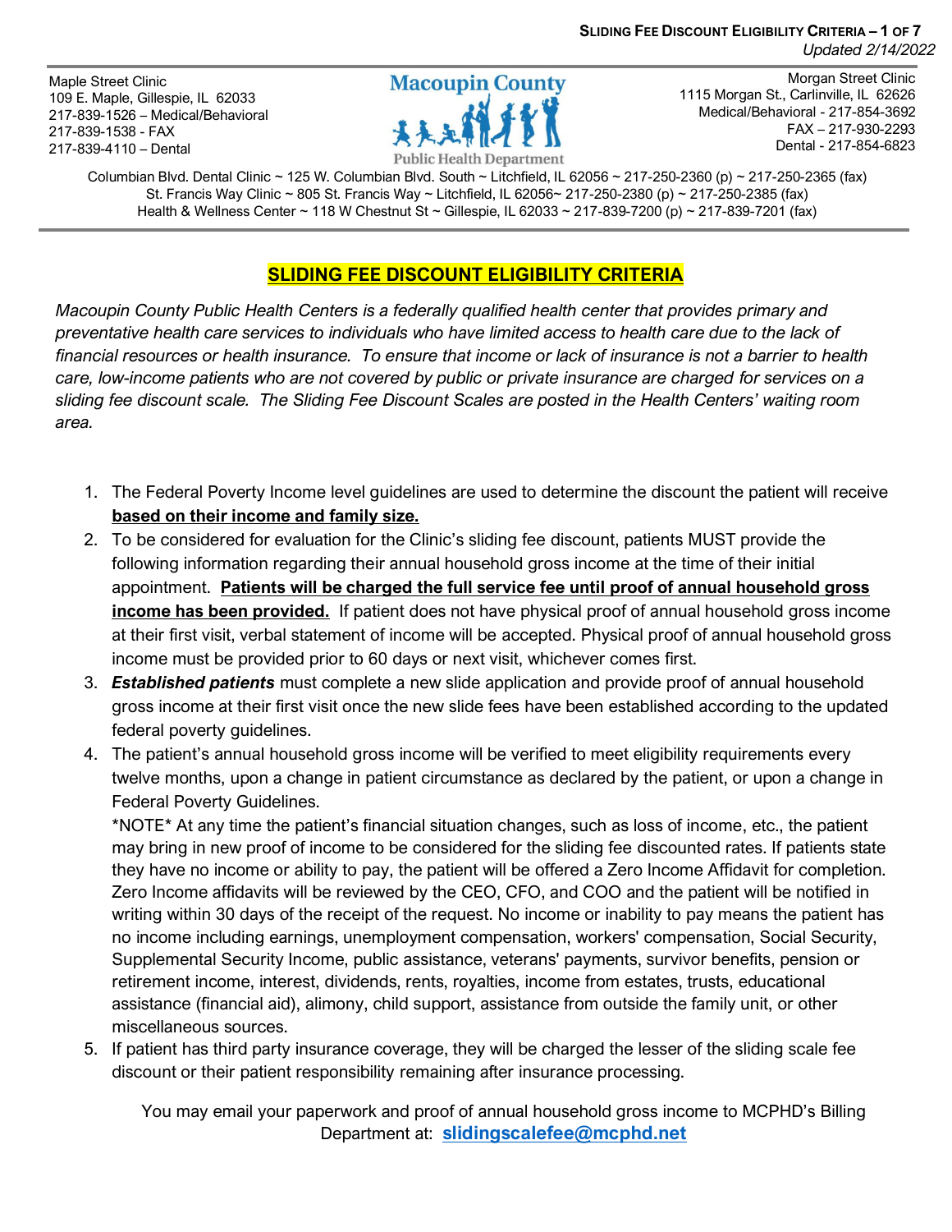Maple Street Clinic
109 E. Maple, Gillespie, IL 62033
217-839-1526 – Medical/Behavioral
217-839-1538 - FAX
217-839-4110 – Dental

Macoupin County Public Health Department

Morgan Street Clinic
1115 Morgan St., Carlinville, IL 62626
Medical/Behavioral - 217-854-3692
FAX – 217-930-2293
Dental - 217-854-6823

Columbian Blvd. Dental Clinic ~ 125 W. Columbian Blvd. South ~ Litchfield, IL 62056 ~ 217-250-2360 (p) ~ 217-250-2365 (fax)
St. Francis Way Clinic ~ 805 St. Francis Way ~ Litchfield, IL 62056~ 217-250-2380 (p) ~ 217-250-2385 (fax)
Health & Wellness Center ~ 118 W Chestnut St ~ Gillespie, IL 62033 ~ 217-839-7200 (p) ~ 217-839-7201 (fax)

# SLIDING FEE DISCOUNT ELIGIBILITY CRITERIA

*Macoupin County Public Health Centers is a federally qualified health center that provides primary and preventative health care services to individuals who have limited access to health care due to the lack of financial resources or health insurance. To ensure that income or lack of insurance is not a barrier to health care, low-income patients who are not covered by public or private insurance are charged for services on a sliding fee discount scale. The Sliding Fee Discount Scales are posted in the Health Centers' waiting room area.*

1. The Federal Poverty Income level guidelines are used to determine the discount the patient will receive **based on their income and family size.**
2. To be considered for evaluation for the Clinic's sliding fee discount, patients MUST provide the following information regarding their annual household gross income at the time of their initial appointment. **Patients will be charged the full service fee until proof of annual household gross income has been provided.** If patient does not have physical proof of annual household gross income at their first visit, verbal statement of income will be accepted. Physical proof of annual household gross income must be provided prior to 60 days or next visit, whichever comes first.
3. ***Established patients*** must complete a new slide application and provide proof of annual household gross income at their first visit once the new slide fees have been established according to the updated federal poverty guidelines.
4. The patient's annual household gross income will be verified to meet eligibility requirements every twelve months, upon a change in patient circumstance as declared by the patient, or upon a change in Federal Poverty Guidelines.
   *NOTE* At any time the patient's financial situation changes, such as loss of income, etc., the patient may bring in new proof of income to be considered for the sliding fee discounted rates. If patients state they have no income or ability to pay, the patient will be offered a Zero Income Affidavit for completion. Zero Income affidavits will be reviewed by the CEO, CFO, and COO and the patient will be notified in writing within 30 days of the receipt of the request. No income or inability to pay means the patient has no income including earnings, unemployment compensation, workers' compensation, Social Security, Supplemental Security Income, public assistance, veterans' payments, survivor benefits, pension or retirement income, interest, dividends, rents, royalties, income from estates, trusts, educational assistance (financial aid), alimony, child support, assistance from outside the family unit, or other miscellaneous sources.
5. If patient has third party insurance coverage, they will be charged the lesser of the sliding scale fee discount or their patient responsibility remaining after insurance processing.

You may email your paperwork and proof of annual household gross income to MCPHD's Billing Department at: **slidingscalefee@mcphd.net**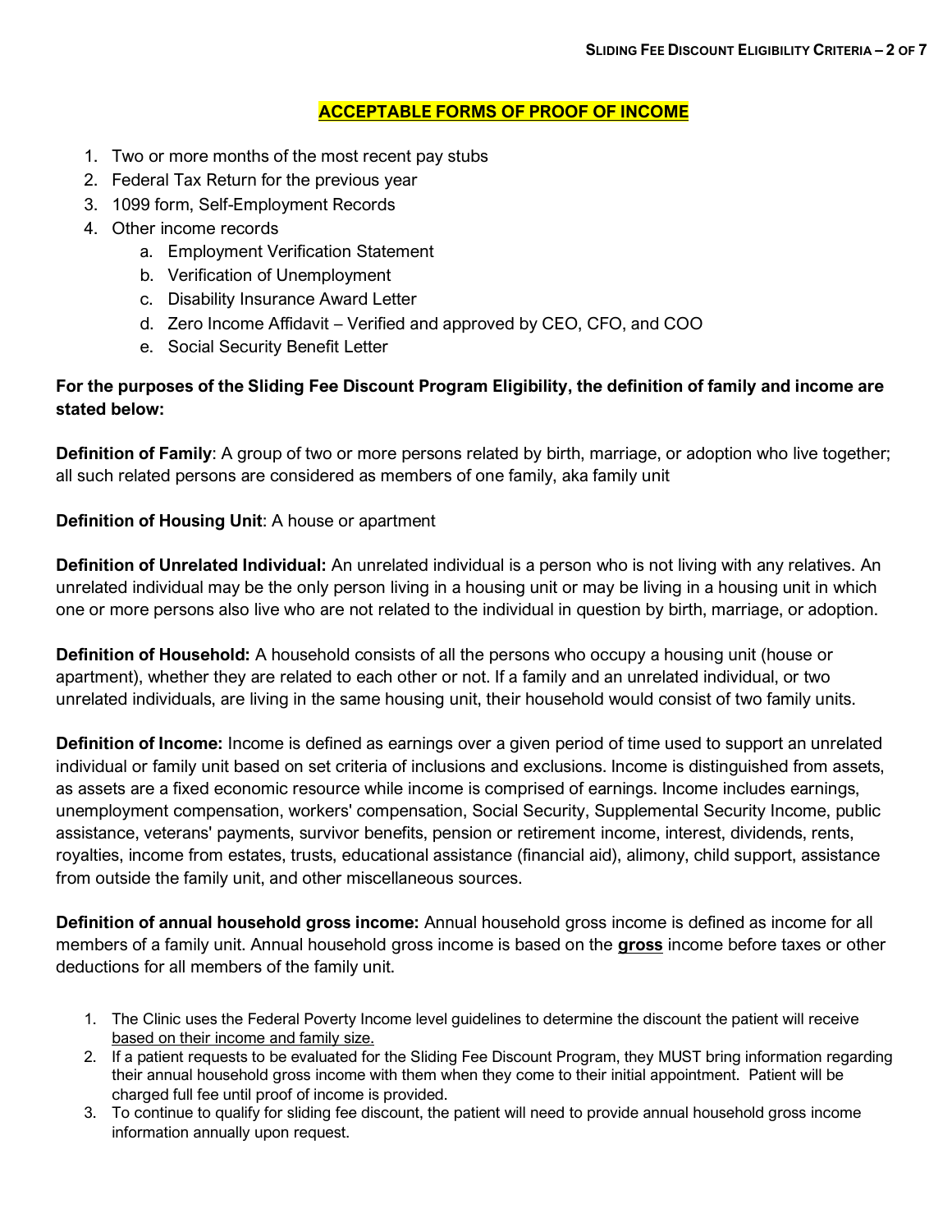## ACCEPTABLE FORMS OF PROOF OF INCOME

1. Two or more months of the most recent pay stubs
2. Federal Tax Return for the previous year
3. 1099 form, Self-Employment Records
4. Other income records
   a. Employment Verification Statement
   b. Verification of Unemployment
   c. Disability Insurance Award Letter
   d. Zero Income Affidavit – Verified and approved by CEO, CFO, and COO
   e. Social Security Benefit Letter

**For the purposes of the Sliding Fee Discount Program Eligibility, the definition of family and income are stated below:**

**Definition of Family**: A group of two or more persons related by birth, marriage, or adoption who live together; all such related persons are considered as members of one family, aka family unit

**Definition of Housing Unit**: A house or apartment

**Definition of Unrelated Individual:** An unrelated individual is a person who is not living with any relatives. An unrelated individual may be the only person living in a housing unit or may be living in a housing unit in which one or more persons also live who are not related to the individual in question by birth, marriage, or adoption.

**Definition of Household:** A household consists of all the persons who occupy a housing unit (house or apartment), whether they are related to each other or not. If a family and an unrelated individual, or two unrelated individuals, are living in the same housing unit, their household would consist of two family units.

**Definition of Income:** Income is defined as earnings over a given period of time used to support an unrelated individual or family unit based on set criteria of inclusions and exclusions. Income is distinguished from assets, as assets are a fixed economic resource while income is comprised of earnings. Income includes earnings, unemployment compensation, workers' compensation, Social Security, Supplemental Security Income, public assistance, veterans' payments, survivor benefits, pension or retirement income, interest, dividends, rents, royalties, income from estates, trusts, educational assistance (financial aid), alimony, child support, assistance from outside the family unit, and other miscellaneous sources.

**Definition of annual household gross income:** Annual household gross income is defined as income for all members of a family unit. Annual household gross income is based on the **gross** income before taxes or other deductions for all members of the family unit.

1. The Clinic uses the Federal Poverty Income level guidelines to determine the discount the patient will receive based on their income and family size.
2. If a patient requests to be evaluated for the Sliding Fee Discount Program, they MUST bring information regarding their annual household gross income with them when they come to their initial appointment. Patient will be charged full fee until proof of income is provided.
3. To continue to qualify for sliding fee discount, the patient will need to provide annual household gross income information annually upon request.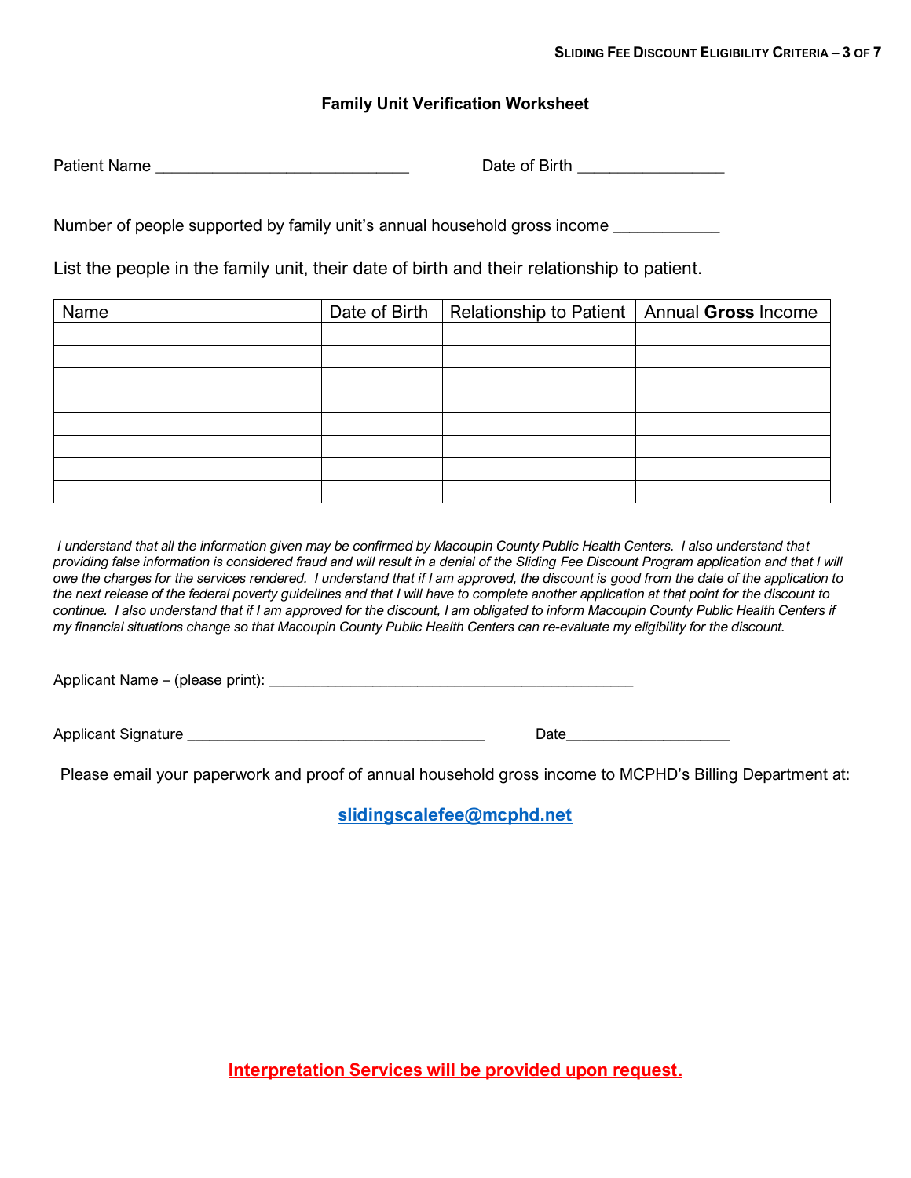## Family Unit Verification Worksheet

Patient Name ____________________________ Date of Birth ________________

Number of people supported by family unit's annual household gross income ____________

List the people in the family unit, their date of birth and their relationship to patient.

| Name | Date of Birth | Relationship to Patient | Annual **Gross** Income |
|---|---|---|---|
| | | | |
| | | | |
| | | | |
| | | | |
| | | | |
| | | | |
| | | | |
| | | | |

*I understand that all the information given may be confirmed by Macoupin County Public Health Centers. I also understand that providing false information is considered fraud and will result in a denial of the Sliding Fee Discount Program application and that I will owe the charges for the services rendered. I understand that if I am approved, the discount is good from the date of the application to the next release of the federal poverty guidelines and that I will have to complete another application at that point for the discount to continue. I also understand that if I am approved for the discount, I am obligated to inform Macoupin County Public Health Centers if my financial situations change so that Macoupin County Public Health Centers can re-evaluate my eligibility for the discount.*

Applicant Name – (please print): ______________________________________________

Applicant Signature _____________________________________ Date____________________

Please email your paperwork and proof of annual household gross income to MCPHD's Billing Department at:

**slidingscalefee@mcphd.net**

**Interpretation Services will be provided upon request.**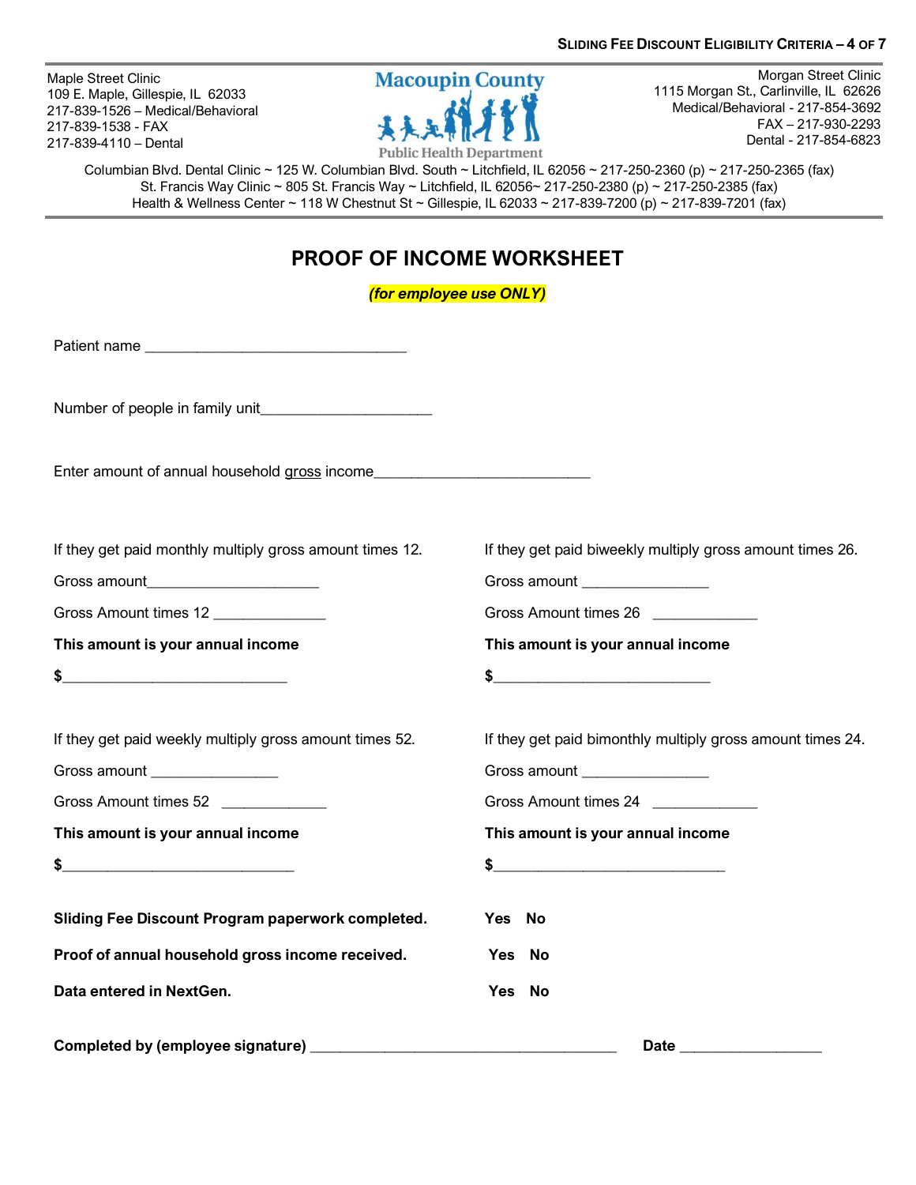Maple Street Clinic
109 E. Maple, Gillespie, IL 62033
217-839-1526 – Medical/Behavioral
217-839-1538 - FAX
217-839-4110 – Dental

Macoupin County
Public Health Department

Morgan Street Clinic
1115 Morgan St., Carlinville, IL 62626
Medical/Behavioral - 217-854-3692
FAX – 217-930-2293
Dental - 217-854-6823

Columbian Blvd. Dental Clinic ~ 125 W. Columbian Blvd. South ~ Litchfield, IL 62056 ~ 217-250-2360 (p) ~ 217-250-2365 (fax)
St. Francis Way Clinic ~ 805 St. Francis Way ~ Litchfield, IL 62056~ 217-250-2380 (p) ~ 217-250-2385 (fax)
Health & Wellness Center ~ 118 W Chestnut St ~ Gillespie, IL 62033 ~ 217-839-7200 (p) ~ 217-839-7201 (fax)

# PROOF OF INCOME WORKSHEET

***(for employee use ONLY)***

Patient name _________________________________

Number of people in family unit_____________________

Enter amount of annual household gross income___________________________

If they get paid monthly multiply gross amount times 12.

Gross amount_____________________

Gross Amount times 12 ______________

**This amount is your annual income**

**$**____________________________

If they get paid biweekly multiply gross amount times 26.

Gross amount ________________

Gross Amount times 26 _____________

**This amount is your annual income**

**$**____________________________

If they get paid weekly multiply gross amount times 52.

Gross amount ________________

Gross Amount times 52 _____________

**This amount is your annual income**

**$**_____________________________

If they get paid bimonthly multiply gross amount times 24.

Gross amount ________________

Gross Amount times 24 _____________

**This amount is your annual income**

**$**_____________________________

**Sliding Fee Discount Program paperwork completed.** **Yes No**

**Proof of annual household gross income received.** **Yes No**

**Data entered in NextGen.** **Yes No**

**Completed by (employee signature)** _______________________________________ **Date** __________________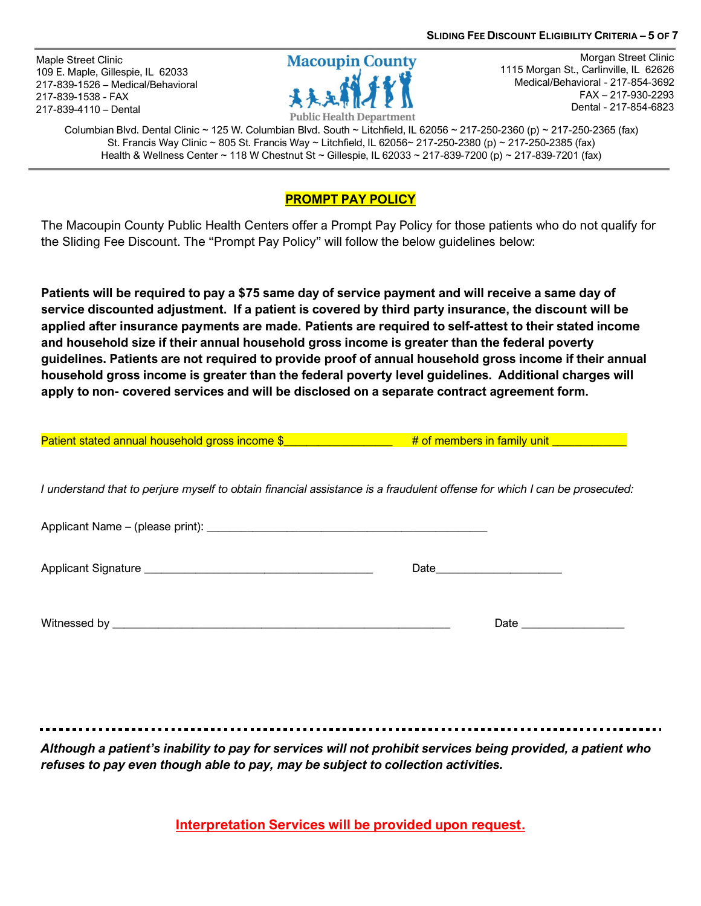Maple Street Clinic
109 E. Maple, Gillespie, IL 62033
217-839-1526 – Medical/Behavioral
217-839-1538 - FAX
217-839-4110 – Dental

Macoupin County Public Health Department

Morgan Street Clinic
1115 Morgan St., Carlinville, IL 62626
Medical/Behavioral - 217-854-3692
FAX – 217-930-2293
Dental - 217-854-6823

Columbian Blvd. Dental Clinic ~ 125 W. Columbian Blvd. South ~ Litchfield, IL 62056 ~ 217-250-2360 (p) ~ 217-250-2365 (fax)
St. Francis Way Clinic ~ 805 St. Francis Way ~ Litchfield, IL 62056~ 217-250-2380 (p) ~ 217-250-2385 (fax)
Health & Wellness Center ~ 118 W Chestnut St ~ Gillespie, IL 62033 ~ 217-839-7200 (p) ~ 217-839-7201 (fax)

## PROMPT PAY POLICY

The Macoupin County Public Health Centers offer a Prompt Pay Policy for those patients who do not qualify for the Sliding Fee Discount. The "Prompt Pay Policy" will follow the below guidelines below:

**Patients will be required to pay a $75 same day of service payment and will receive a same day of service discounted adjustment. If a patient is covered by third party insurance, the discount will be applied after insurance payments are made. Patients are required to self-attest to their stated income and household size if their annual household gross income is greater than the federal poverty guidelines. Patients are not required to provide proof of annual household gross income if their annual household gross income is greater than the federal poverty level guidelines. Additional charges will apply to non- covered services and will be disclosed on a separate contract agreement form.**

Patient stated annual household gross income $_________________ # of members in family unit ____________

*I understand that to perjure myself to obtain financial assistance is a fraudulent offense for which I can be prosecuted:*

Applicant Name – (please print): _______________________________________________

Applicant Signature ______________________________________ Date____________________

Witnessed by _________________________________________________________ Date ________________

---

***Although a patient's inability to pay for services will not prohibit services being provided, a patient who refuses to pay even though able to pay, may be subject to collection activities.***

**Interpretation Services will be provided upon request.**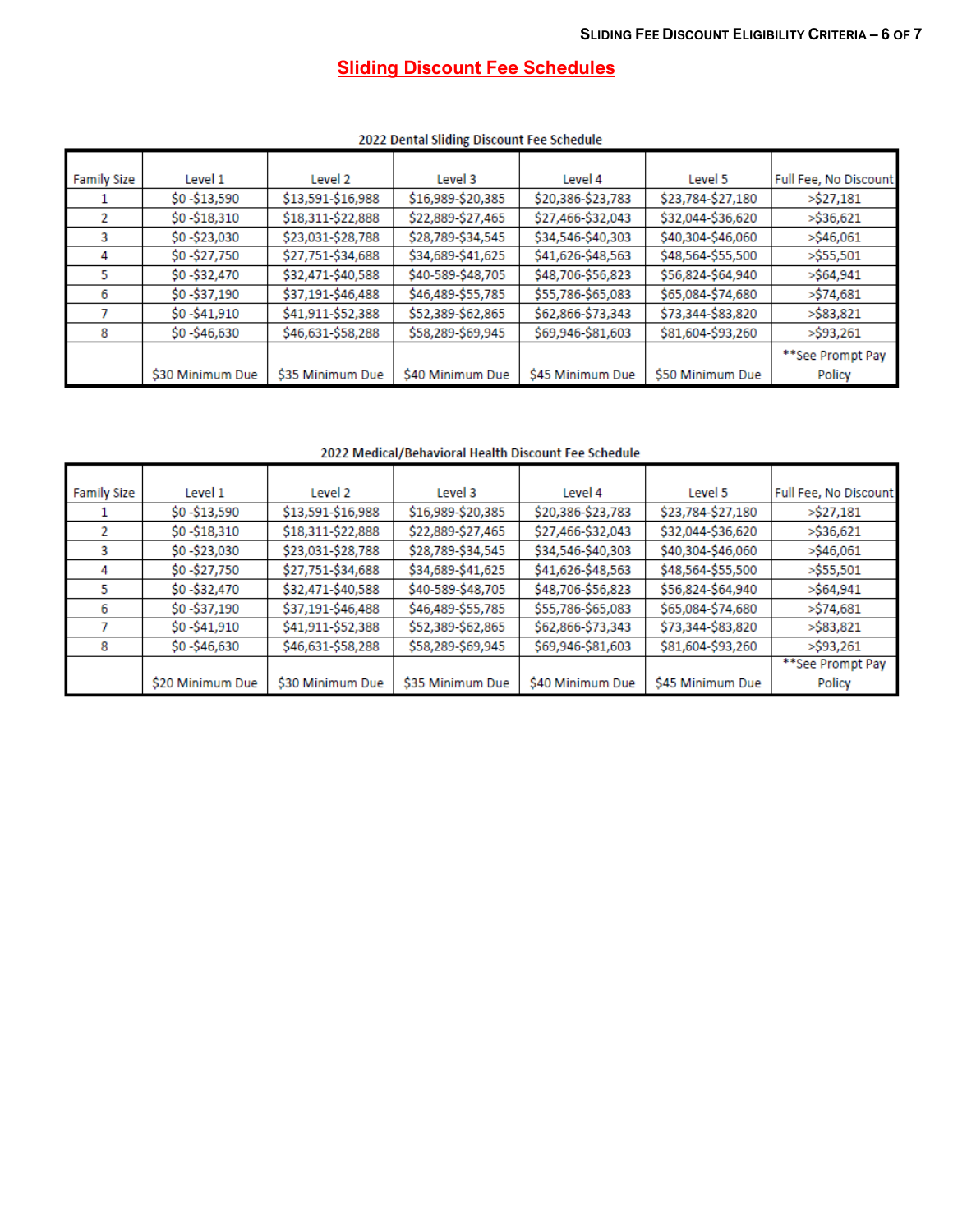## Sliding Discount Fee Schedules

**2022 Dental Sliding Discount Fee Schedule**

| Family Size | Level 1 | Level 2 | Level 3 | Level 4 | Level 5 | Full Fee, No Discount |
|---|---|---|---|---|---|---|
| 1 | $0 -$13,590 | $13,591-$16,988 | $16,989-$20,385 | $20,386-$23,783 | $23,784-$27,180 | >$27,181 |
| 2 | $0 -$18,310 | $18,311-$22,888 | $22,889-$27,465 | $27,466-$32,043 | $32,044-$36,620 | >$36,621 |
| 3 | $0 -$23,030 | $23,031-$28,788 | $28,789-$34,545 | $34,546-$40,303 | $40,304-$46,060 | >$46,061 |
| 4 | $0 -$27,750 | $27,751-$34,688 | $34,689-$41,625 | $41,626-$48,563 | $48,564-$55,500 | >$55,501 |
| 5 | $0 -$32,470 | $32,471-$40,588 | $40-589-$48,705 | $48,706-$56,823 | $56,824-$64,940 | >$64,941 |
| 6 | $0 -$37,190 | $37,191-$46,488 | $46,489-$55,785 | $55,786-$65,083 | $65,084-$74,680 | >$74,681 |
| 7 | $0 -$41,910 | $41,911-$52,388 | $52,389-$62,865 | $62,866-$73,343 | $73,344-$83,820 | >$83,821 |
| 8 | $0 -$46,630 | $46,631-$58,288 | $58,289-$69,945 | $69,946-$81,603 | $81,604-$93,260 | >$93,261 |
| | $30 Minimum Due | $35 Minimum Due | $40 Minimum Due | $45 Minimum Due | $50 Minimum Due | **See Prompt Pay Policy |

**2022 Medical/Behavioral Health Discount Fee Schedule**

| Family Size | Level 1 | Level 2 | Level 3 | Level 4 | Level 5 | Full Fee, No Discount |
|---|---|---|---|---|---|---|
| 1 | $0 -$13,590 | $13,591-$16,988 | $16,989-$20,385 | $20,386-$23,783 | $23,784-$27,180 | >$27,181 |
| 2 | $0 -$18,310 | $18,311-$22,888 | $22,889-$27,465 | $27,466-$32,043 | $32,044-$36,620 | >$36,621 |
| 3 | $0 -$23,030 | $23,031-$28,788 | $28,789-$34,545 | $34,546-$40,303 | $40,304-$46,060 | >$46,061 |
| 4 | $0 -$27,750 | $27,751-$34,688 | $34,689-$41,625 | $41,626-$48,563 | $48,564-$55,500 | >$55,501 |
| 5 | $0 -$32,470 | $32,471-$40,588 | $40-589-$48,705 | $48,706-$56,823 | $56,824-$64,940 | >$64,941 |
| 6 | $0 -$37,190 | $37,191-$46,488 | $46,489-$55,785 | $55,786-$65,083 | $65,084-$74,680 | >$74,681 |
| 7 | $0 -$41,910 | $41,911-$52,388 | $52,389-$62,865 | $62,866-$73,343 | $73,344-$83,820 | >$83,821 |
| 8 | $0 -$46,630 | $46,631-$58,288 | $58,289-$69,945 | $69,946-$81,603 | $81,604-$93,260 | >$93,261 |
| | $20 Minimum Due | $30 Minimum Due | $35 Minimum Due | $40 Minimum Due | $45 Minimum Due | **See Prompt Pay Policy |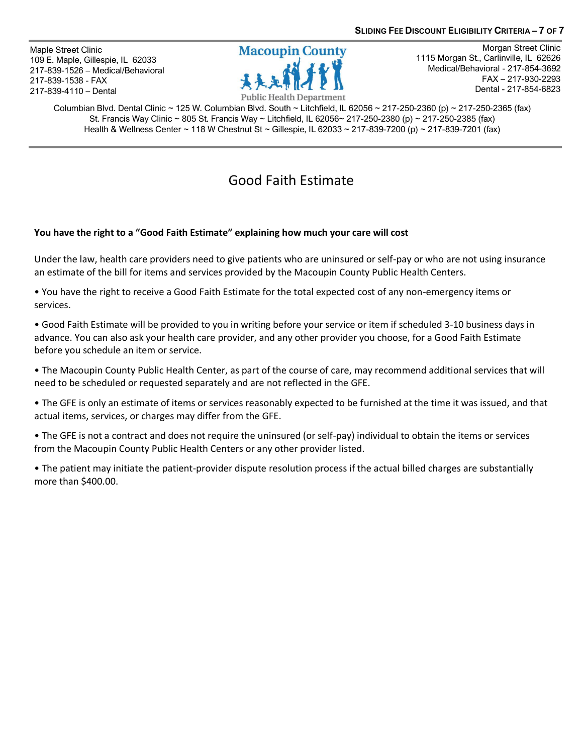Maple Street Clinic
109 E. Maple, Gillespie, IL 62033
217-839-1526 – Medical/Behavioral
217-839-1538 - FAX
217-839-4110 – Dental

Macoupin County Public Health Department

Morgan Street Clinic
1115 Morgan St., Carlinville, IL 62626
Medical/Behavioral - 217-854-3692
FAX – 217-930-2293
Dental - 217-854-6823

Columbian Blvd. Dental Clinic ~ 125 W. Columbian Blvd. South ~ Litchfield, IL 62056 ~ 217-250-2360 (p) ~ 217-250-2365 (fax)
St. Francis Way Clinic ~ 805 St. Francis Way ~ Litchfield, IL 62056~ 217-250-2380 (p) ~ 217-250-2385 (fax)
Health & Wellness Center ~ 118 W Chestnut St ~ Gillespie, IL 62033 ~ 217-839-7200 (p) ~ 217-839-7201 (fax)

# Good Faith Estimate

**You have the right to a "Good Faith Estimate" explaining how much your care will cost**

Under the law, health care providers need to give patients who are uninsured or self-pay or who are not using insurance an estimate of the bill for items and services provided by the Macoupin County Public Health Centers.

- You have the right to receive a Good Faith Estimate for the total expected cost of any non-emergency items or services.
- Good Faith Estimate will be provided to you in writing before your service or item if scheduled 3-10 business days in advance. You can also ask your health care provider, and any other provider you choose, for a Good Faith Estimate before you schedule an item or service.
- The Macoupin County Public Health Center, as part of the course of care, may recommend additional services that will need to be scheduled or requested separately and are not reflected in the GFE.
- The GFE is only an estimate of items or services reasonably expected to be furnished at the time it was issued, and that actual items, services, or charges may differ from the GFE.
- The GFE is not a contract and does not require the uninsured (or self-pay) individual to obtain the items or services from the Macoupin County Public Health Centers or any other provider listed.
- The patient may initiate the patient-provider dispute resolution process if the actual billed charges are substantially more than $400.00.